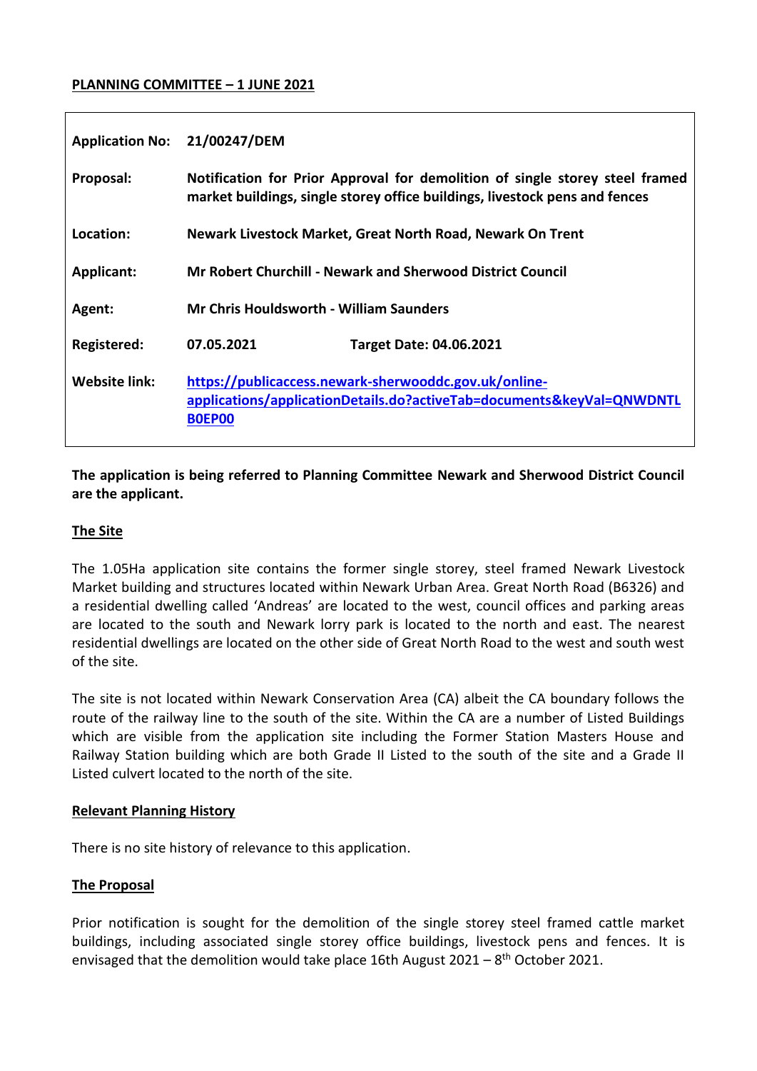**PLANNING COMMITTEE – 1 JUNE 2021**

| | | |
|---|---|---|
| **Application No:** | **21/00247/DEM** | |
| **Proposal:** | **Notification for Prior Approval for demolition of single storey steel framed market buildings, single storey office buildings, livestock pens and fences** | |
| **Location:** | **Newark Livestock Market, Great North Road, Newark On Trent** | |
| **Applicant:** | **Mr Robert Churchill - Newark and Sherwood District Council** | |
| **Agent:** | **Mr Chris Houldsworth - William Saunders** | |
| **Registered:** | **07.05.2021** | **Target Date: 04.06.2021** |
| **Website link:** | **https://publicaccess.newark-sherwooddc.gov.uk/online-applications/applicationDetails.do?activeTab=documents&keyVal=QNWDNTLB0EP00** | |

**The application is being referred to Planning Committee Newark and Sherwood District Council are the applicant.**

## The Site

The 1.05Ha application site contains the former single storey, steel framed Newark Livestock Market building and structures located within Newark Urban Area. Great North Road (B6326) and a residential dwelling called 'Andreas' are located to the west, council offices and parking areas are located to the south and Newark lorry park is located to the north and east. The nearest residential dwellings are located on the other side of Great North Road to the west and south west of the site.

The site is not located within Newark Conservation Area (CA) albeit the CA boundary follows the route of the railway line to the south of the site. Within the CA are a number of Listed Buildings which are visible from the application site including the Former Station Masters House and Railway Station building which are both Grade II Listed to the south of the site and a Grade II Listed culvert located to the north of the site.

## Relevant Planning History

There is no site history of relevance to this application.

## The Proposal

Prior notification is sought for the demolition of the single storey steel framed cattle market buildings, including associated single storey office buildings, livestock pens and fences. It is envisaged that the demolition would take place 16th August 2021 – 8th October 2021.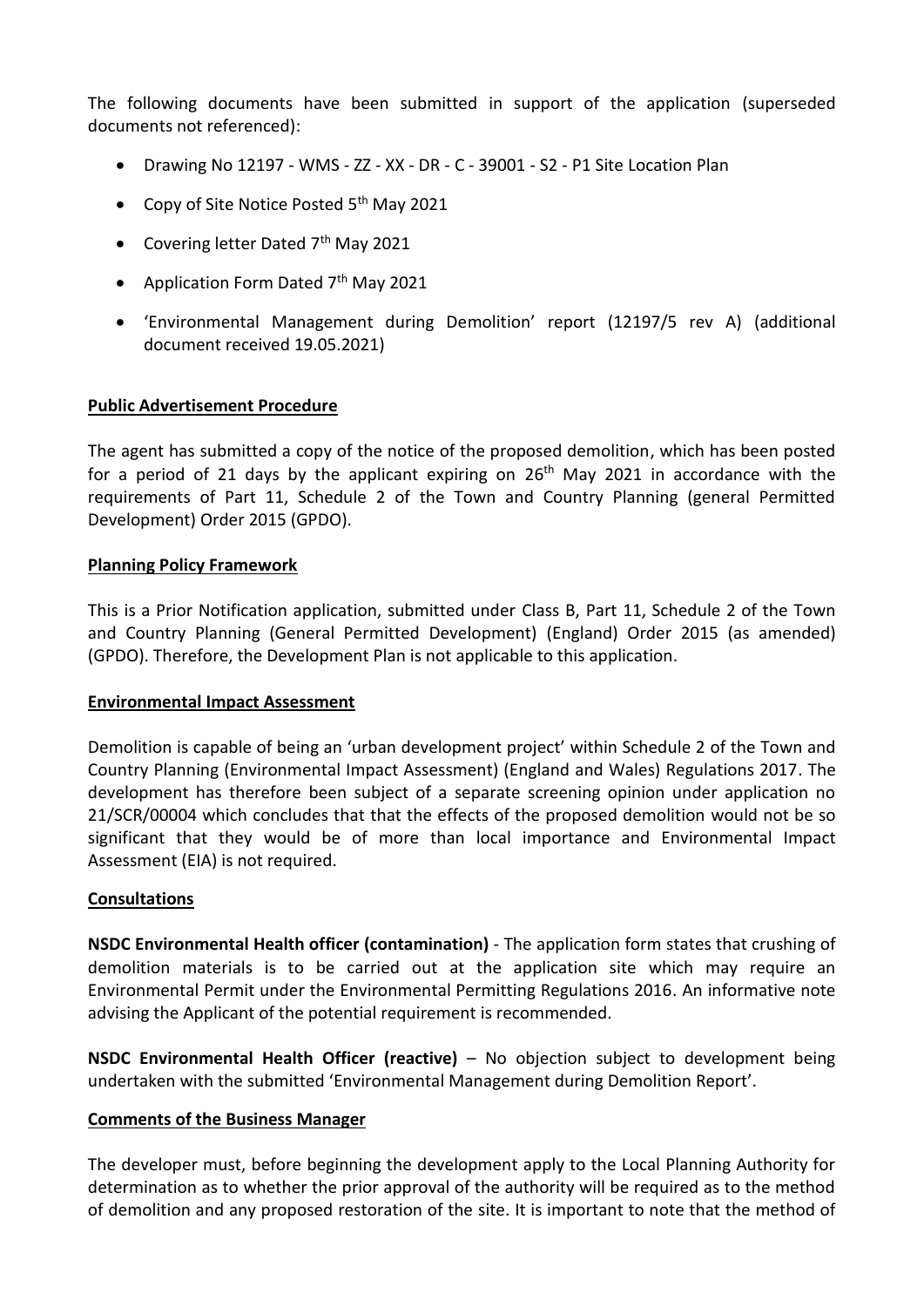The following documents have been submitted in support of the application (superseded documents not referenced):

- Drawing No 12197 - WMS - ZZ - XX - DR - C - 39001 - S2 - P1 Site Location Plan
- Copy of Site Notice Posted 5th May 2021
- Covering letter Dated 7th May 2021
- Application Form Dated 7th May 2021
- 'Environmental Management during Demolition' report (12197/5 rev A) (additional document received 19.05.2021)

**Public Advertisement Procedure**

The agent has submitted a copy of the notice of the proposed demolition, which has been posted for a period of 21 days by the applicant expiring on 26th May 2021 in accordance with the requirements of Part 11, Schedule 2 of the Town and Country Planning (general Permitted Development) Order 2015 (GPDO).

**Planning Policy Framework**

This is a Prior Notification application, submitted under Class B, Part 11, Schedule 2 of the Town and Country Planning (General Permitted Development) (England) Order 2015 (as amended) (GPDO). Therefore, the Development Plan is not applicable to this application.

**Environmental Impact Assessment**

Demolition is capable of being an 'urban development project' within Schedule 2 of the Town and Country Planning (Environmental Impact Assessment) (England and Wales) Regulations 2017. The development has therefore been subject of a separate screening opinion under application no 21/SCR/00004 which concludes that that the effects of the proposed demolition would not be so significant that they would be of more than local importance and Environmental Impact Assessment (EIA) is not required.

**Consultations**

**NSDC Environmental Health officer (contamination)** - The application form states that crushing of demolition materials is to be carried out at the application site which may require an Environmental Permit under the Environmental Permitting Regulations 2016. An informative note advising the Applicant of the potential requirement is recommended.

**NSDC Environmental Health Officer (reactive)** – No objection subject to development being undertaken with the submitted 'Environmental Management during Demolition Report'.

**Comments of the Business Manager**

The developer must, before beginning the development apply to the Local Planning Authority for determination as to whether the prior approval of the authority will be required as to the method of demolition and any proposed restoration of the site. It is important to note that the method of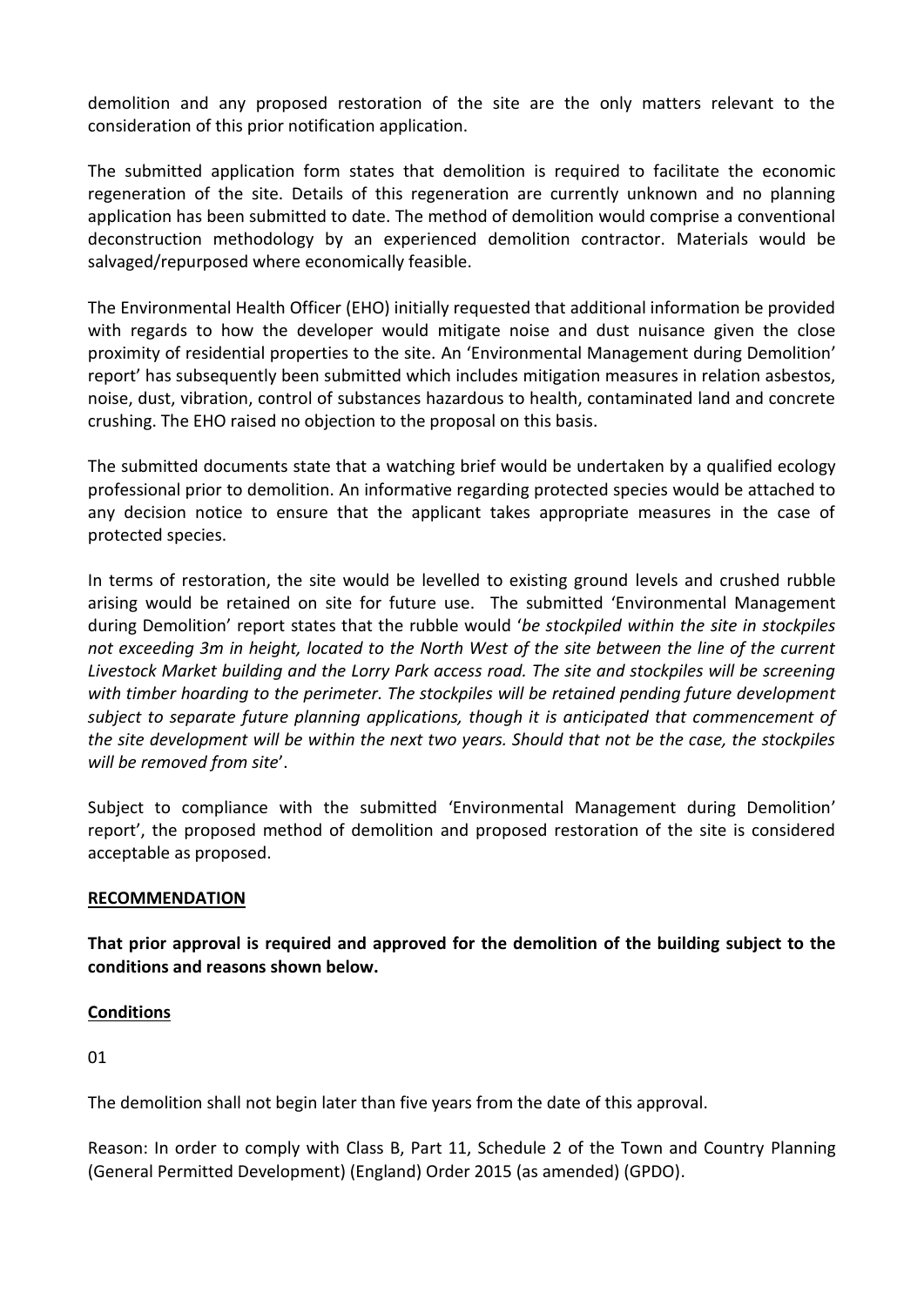demolition and any proposed restoration of the site are the only matters relevant to the consideration of this prior notification application.

The submitted application form states that demolition is required to facilitate the economic regeneration of the site. Details of this regeneration are currently unknown and no planning application has been submitted to date. The method of demolition would comprise a conventional deconstruction methodology by an experienced demolition contractor. Materials would be salvaged/repurposed where economically feasible.

The Environmental Health Officer (EHO) initially requested that additional information be provided with regards to how the developer would mitigate noise and dust nuisance given the close proximity of residential properties to the site. An 'Environmental Management during Demolition' report' has subsequently been submitted which includes mitigation measures in relation asbestos, noise, dust, vibration, control of substances hazardous to health, contaminated land and concrete crushing. The EHO raised no objection to the proposal on this basis.

The submitted documents state that a watching brief would be undertaken by a qualified ecology professional prior to demolition. An informative regarding protected species would be attached to any decision notice to ensure that the applicant takes appropriate measures in the case of protected species.

In terms of restoration, the site would be levelled to existing ground levels and crushed rubble arising would be retained on site for future use. The submitted 'Environmental Management during Demolition' report states that the rubble would '*be stockpiled within the site in stockpiles not exceeding 3m in height, located to the North West of the site between the line of the current Livestock Market building and the Lorry Park access road. The site and stockpiles will be screening with timber hoarding to the perimeter. The stockpiles will be retained pending future development subject to separate future planning applications, though it is anticipated that commencement of the site development will be within the next two years. Should that not be the case, the stockpiles will be removed from site*'.

Subject to compliance with the submitted 'Environmental Management during Demolition' report', the proposed method of demolition and proposed restoration of the site is considered acceptable as proposed.

**RECOMMENDATION**

**That prior approval is required and approved for the demolition of the building subject to the conditions and reasons shown below.**

**Conditions**

01

The demolition shall not begin later than five years from the date of this approval.

Reason: In order to comply with Class B, Part 11, Schedule 2 of the Town and Country Planning (General Permitted Development) (England) Order 2015 (as amended) (GPDO).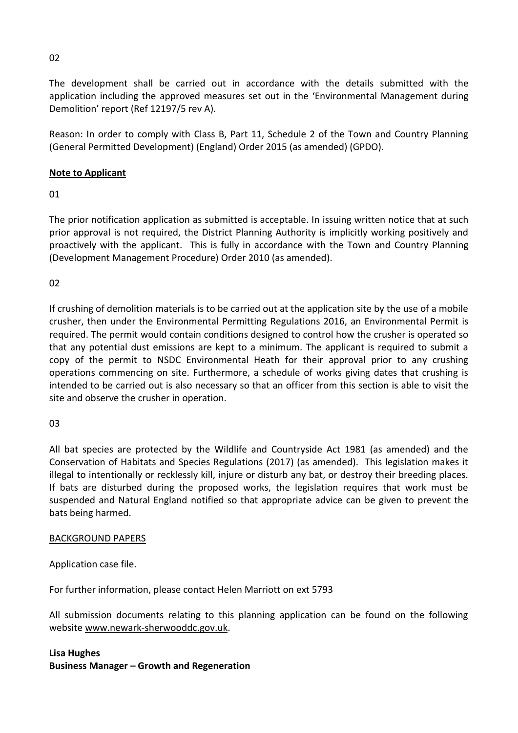02

The development shall be carried out in accordance with the details submitted with the application including the approved measures set out in the 'Environmental Management during Demolition' report (Ref 12197/5 rev A).

Reason: In order to comply with Class B, Part 11, Schedule 2 of the Town and Country Planning (General Permitted Development) (England) Order 2015 (as amended) (GPDO).

**<u>Note to Applicant</u>**

01

The prior notification application as submitted is acceptable. In issuing written notice that at such prior approval is not required, the District Planning Authority is implicitly working positively and proactively with the applicant. This is fully in accordance with the Town and Country Planning (Development Management Procedure) Order 2010 (as amended).

02

If crushing of demolition materials is to be carried out at the application site by the use of a mobile crusher, then under the Environmental Permitting Regulations 2016, an Environmental Permit is required. The permit would contain conditions designed to control how the crusher is operated so that any potential dust emissions are kept to a minimum. The applicant is required to submit a copy of the permit to NSDC Environmental Heath for their approval prior to any crushing operations commencing on site. Furthermore, a schedule of works giving dates that crushing is intended to be carried out is also necessary so that an officer from this section is able to visit the site and observe the crusher in operation.

03

All bat species are protected by the Wildlife and Countryside Act 1981 (as amended) and the Conservation of Habitats and Species Regulations (2017) (as amended). This legislation makes it illegal to intentionally or recklessly kill, injure or disturb any bat, or destroy their breeding places. If bats are disturbed during the proposed works, the legislation requires that work must be suspended and Natural England notified so that appropriate advice can be given to prevent the bats being harmed.

<u>BACKGROUND PAPERS</u>

Application case file.

For further information, please contact Helen Marriott on ext 5793

All submission documents relating to this planning application can be found on the following website www.newark-sherwooddc.gov.uk.

**Lisa Hughes**
**Business Manager – Growth and Regeneration**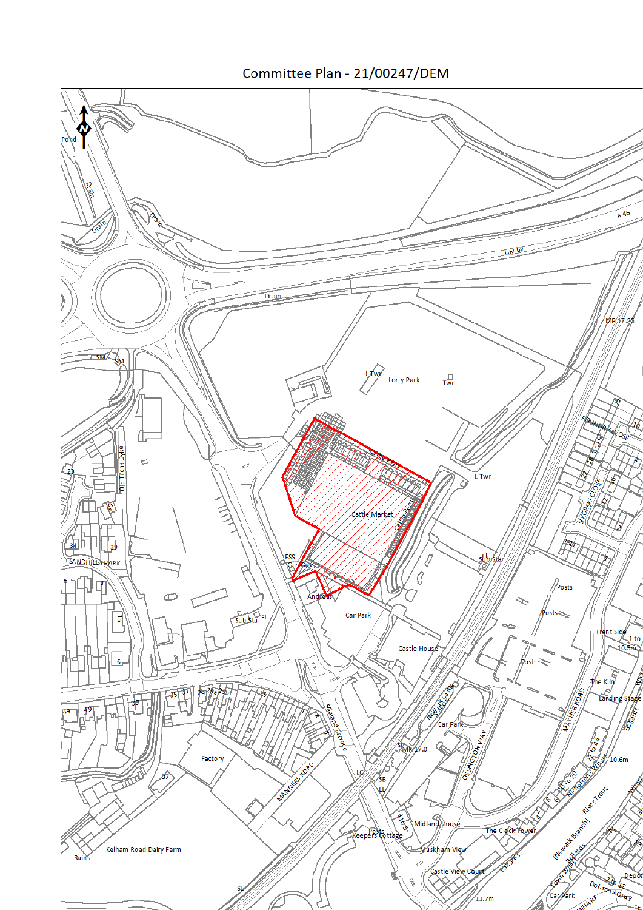# Committee Plan - 21/00247/DEM